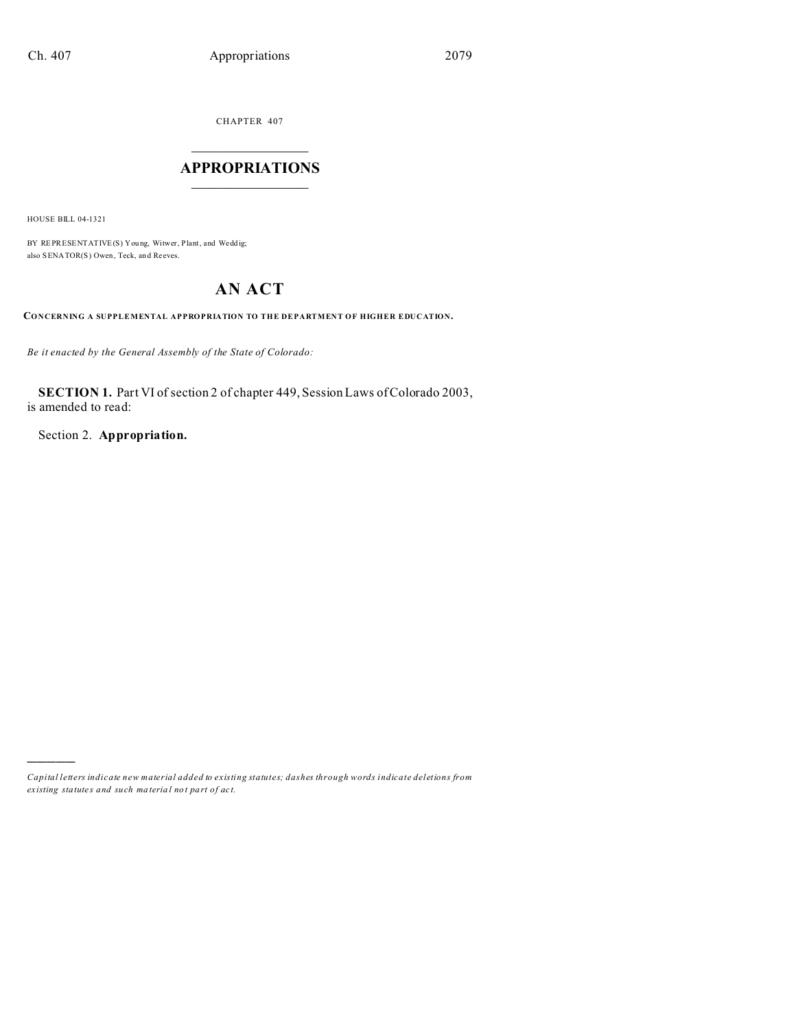CHAPTER 407

# APPROPRIATIONS

HOUSE BILL 04-1321

BY REPRESENTATIVE(S) Young, Witwer, Plant, and Weddig;
also SENATOR(S) Owen, Teck, and Reeves.

## AN ACT

**CONCERNING A SUPPLEMENTAL APPROPRIATION TO THE DEPARTMENT OF HIGHER EDUCATION.**

*Be it enacted by the General Assembly of the State of Colorado:*

**SECTION 1.** Part VI of section 2 of chapter 449, Session Laws of Colorado 2003, is amended to read:

Section 2. **Appropriation.**

---

*Capital letters indicate new material added to existing statutes; dashes through words indicate deletions from existing statutes and such material not part of act.*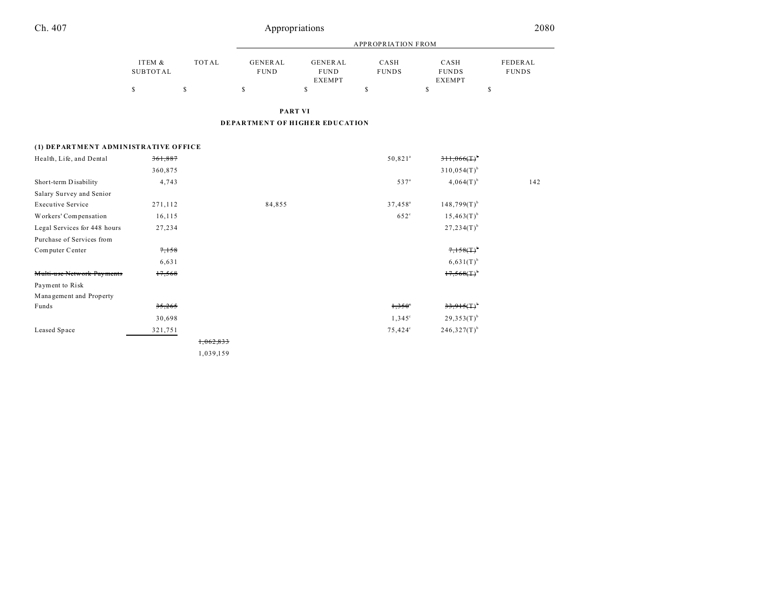## PART VI

## DEPARTMENT OF HIGHER EDUCATION

| | ITEM & SUBTOTAL | TOTAL | GENERAL FUND | GENERAL FUND EXEMPT | CASH FUNDS | CASH FUNDS EXEMPT | FEDERAL FUNDS |
|---|---|---|---|---|---|---|---|
| | $ | $ | $ | $ | $ | $ | $ |
| **(1) DEPARTMENT ADMINISTRATIVE OFFICE** | | | | | | | |
| Health, Life, and Dental | ~~361,887~~ | | | | 50,821[a] | ~~311,066(T)~~[b] | |
| | 360,875 | | | | | 310,054(T)[b] | |
| Short-term Disability | 4,743 | | | | 537[a] | 4,064(T)[b] | 142 |
| Salary Survey and Senior Executive Service | 271,112 | | 84,855 | | 37,458[a] | 148,799(T)[b] | |
| Workers' Compensation | 16,115 | | | | 652[c] | 15,463(T)[b] | |
| Legal Services for 448 hours | 27,234 | | | | | 27,234(T)[b] | |
| Purchase of Services from Computer Center | ~~7,158~~ | | | | | ~~7,158(T)~~[b] | |
| | 6,631 | | | | | 6,631(T)[b] | |
| ~~Multi-use Network Payments~~ | ~~17,568~~ | | | | | ~~17,568(T)~~[b] | |
| Payment to Risk Management and Property Funds | ~~35,265~~ | | | | ~~1,350~~[c] | ~~33,915(T)~~[b] | |
| | 30,698 | | | | 1,345[c] | 29,353(T)[b] | |
| Leased Space | 321,751 | | | | 75,424[c] | 246,327(T)[b] | |
| | | ~~1,062,833~~ | | | | | |
| | | 1,039,159 | | | | | |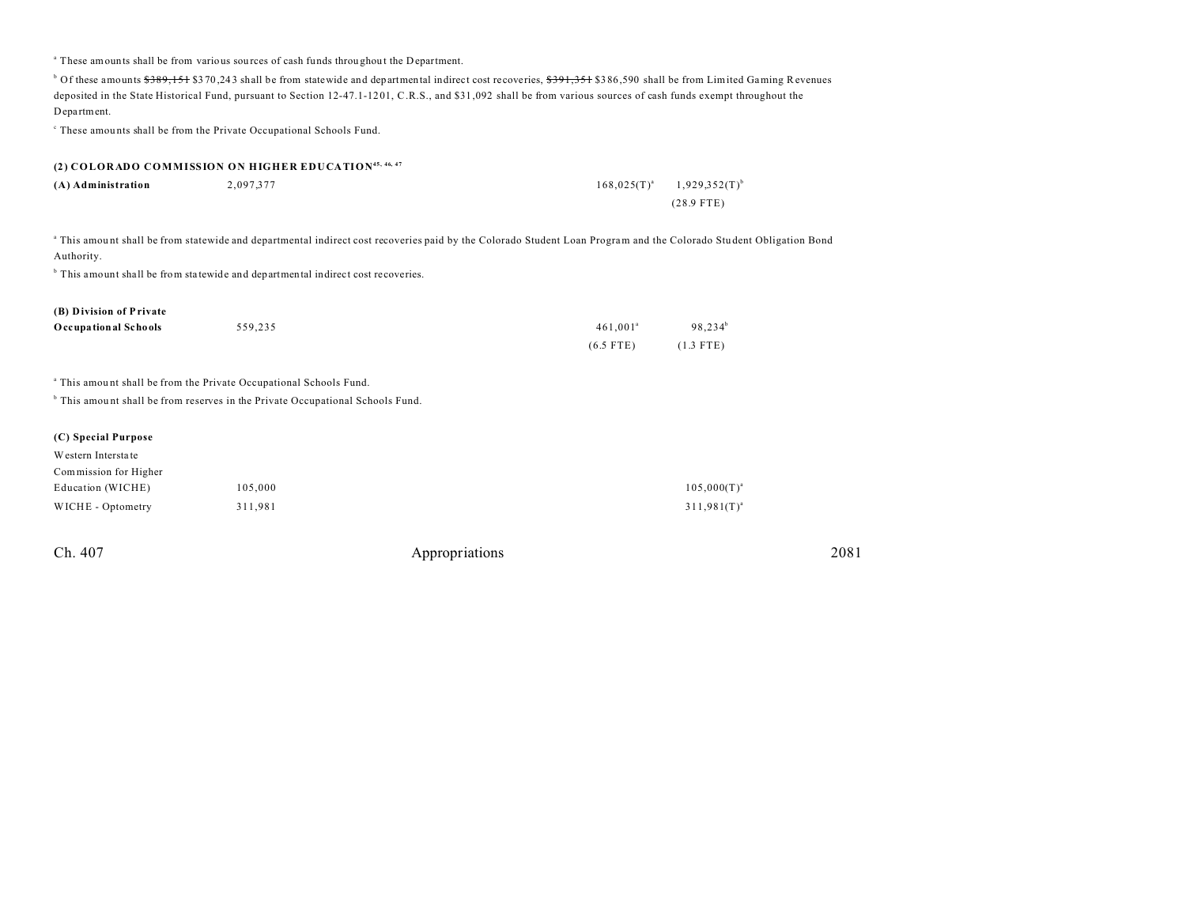[a] These amounts shall be from various sources of cash funds throughout the Department.

[b] Of these amounts ~~$389,151~~ $370,243 shall be from statewide and departmental indirect cost recoveries, ~~$391,351~~ $386,590 shall be from Limited Gaming Revenues deposited in the State Historical Fund, pursuant to Section 12-47.1-1201, C.R.S., and $31,092 shall be from various sources of cash funds exempt throughout the Department.

[c] These amounts shall be from the Private Occupational Schools Fund.

**(2) COLORADO COMMISSION ON HIGHER EDUCATION[45, 46, 47]**

| | | | |
|---|---|---|---|
| **(A) Administration** | 2,097,377 | 168,025(T)[a] | 1,929,352(T)[b] |
| | | | (28.9 FTE) |

[a] This amount shall be from statewide and departmental indirect cost recoveries paid by the Colorado Student Loan Program and the Colorado Student Obligation Bond Authority.

[b] This amount shall be from statewide and departmental indirect cost recoveries.

| | | | |
|---|---|---|---|
| **(B) Division of Private Occupational Schools** | 559,235 | 461,001[a] | 98,234[b] |
| | | (6.5 FTE) | (1.3 FTE) |

[a] This amount shall be from the Private Occupational Schools Fund.

[b] This amount shall be from reserves in the Private Occupational Schools Fund.

**(C) Special Purpose**

| | | |
|---|---|---|
| Western Interstate Commission for Higher Education (WICHE) | 105,000 | 105,000(T)[a] |
| WICHE - Optometry | 311,981 | 311,981(T)[a] |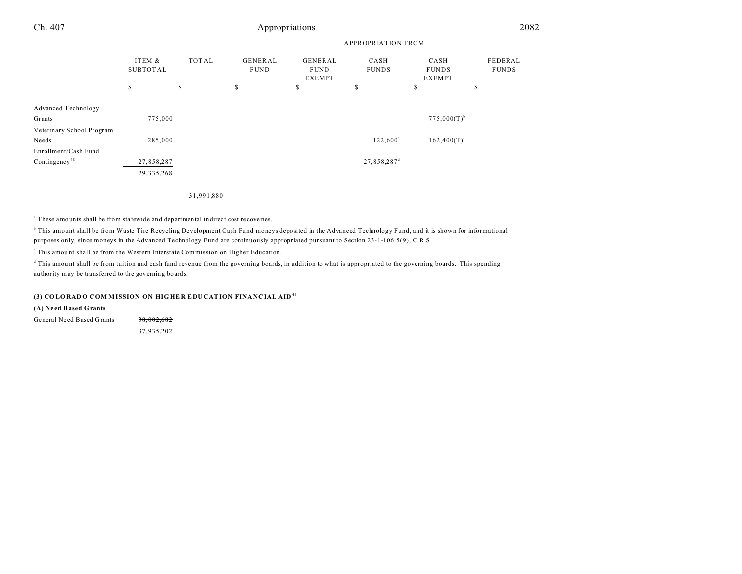| | ITEM & SUBTOTAL | TOTAL | APPROPRIATION FROM GENERAL FUND | GENERAL FUND EXEMPT | CASH FUNDS | CASH FUNDS EXEMPT | FEDERAL FUNDS |
|---|---|---|---|---|---|---|---|
| | $ | $ | $ | $ | $ | $ | $ |
| Advanced Technology Grants | 775,000 | | | | | 775,000(T)[b] | |
| Veterinary School Program Needs | 285,000 | | | | 122,600[c] | 162,400(T)[a] | |
| Enrollment/Cash Fund Contingency[48] | 27,858,287 | | | | 27,858,287[d] | | |
| | 29,335,268 | | | | | | |
| | | 31,991,880 | | | | | |

[a] These amounts shall be from statewide and departmental indirect cost recoveries.

[b] This amount shall be from Waste Tire Recycling Development Cash Fund moneys deposited in the Advanced Technology Fund, and it is shown for informational purposes only, since moneys in the Advanced Technology Fund are continuously appropriated pursuant to Section 23-1-106.5(9), C.R.S.

[c] This amount shall be from the Western Interstate Commission on Higher Education.

[d] This amount shall be from tuition and cash fund revenue from the governing boards, in addition to what is appropriated to the governing boards. This spending authority may be transferred to the governing boards.

### (3) COLORADO COMMISSION ON HIGHER EDUCATION FINANCIAL AID[49]

#### (A) Need Based Grants

| | ITEM & SUBTOTAL |
|---|---|
| General Need Based Grants | ~~38,002,682~~ |
| | 37,935,202 |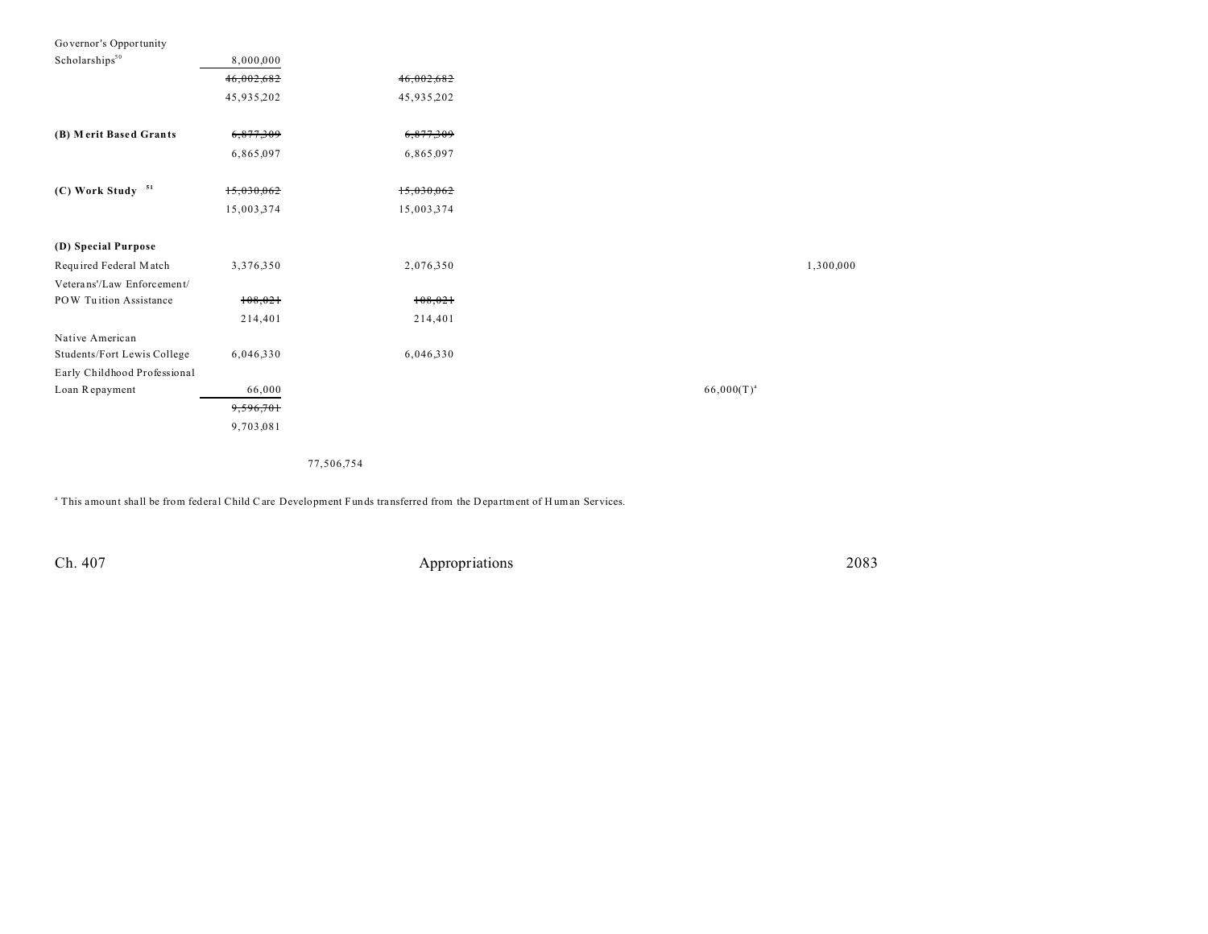| | | | | | |
|---|---|---|---|---|---|
| Governor's Opportunity Scholarships[50] | 8,000,000 | | | | |
| | ~~46,002,682~~ | ~~46,002,682~~ | | | |
| | 45,935,202 | 45,935,202 | | | |
| **(B) Merit Based Grants** | ~~6,877,309~~ | ~~6,877,309~~ | | | |
| | 6,865,097 | 6,865,097 | | | |
| **(C) Work Study** [51] | ~~15,030,062~~ | ~~15,030,062~~ | | | |
| | 15,003,374 | 15,003,374 | | | |
| **(D) Special Purpose** | | | | | |
| Required Federal Match | 3,376,350 | 2,076,350 | | | 1,300,000 |
| Veterans'/Law Enforcement/ POW Tuition Assistance | ~~108,021~~ | ~~108,021~~ | | | |
| | 214,401 | 214,401 | | | |
| Native American Students/Fort Lewis College | 6,046,330 | 6,046,330 | | | |
| Early Childhood Professional Loan Repayment | 66,000 | | | 66,000(T)[a] | |
| | ~~9,596,701~~ | | | | |
| | 9,703,081 | | | | |
| | | 77,506,754 | | | |

[a] This amount shall be from federal Child Care Development Funds transferred from the Department of Human Services.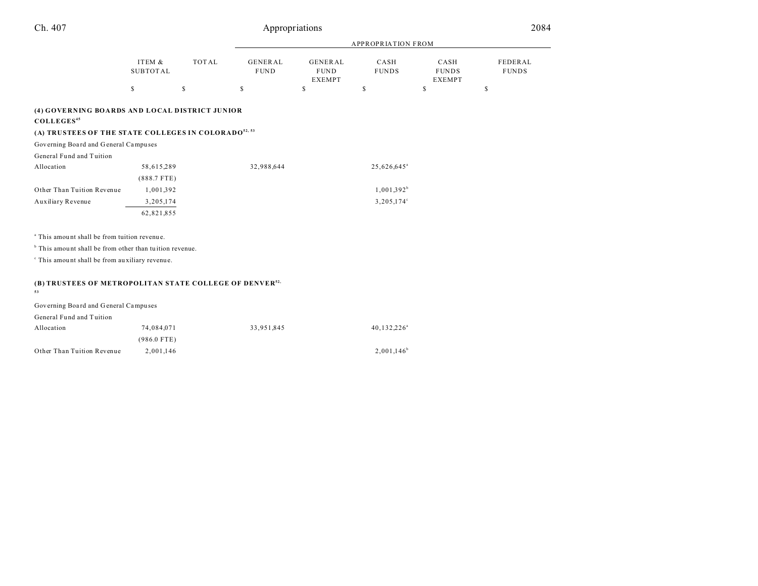| | ITEM & SUBTOTAL | TOTAL | APPROPRIATION FROM GENERAL FUND | GENERAL FUND EXEMPT | CASH FUNDS | CASH FUNDS EXEMPT | FEDERAL FUNDS |
|---|---|---|---|---|---|---|---|
| | $ | $ | $ | $ | $ | $ | $ |
| **(4) GOVERNING BOARDS AND LOCAL DISTRICT JUNIOR COLLEGES[45]** | | | | | | | |
| **(A) TRUSTEES OF THE STATE COLLEGES IN COLORADO[52, 53]** | | | | | | | |
| Governing Board and General Campuses | | | | | | | |
| General Fund and Tuition Allocation | 58,615,289 | | 32,988,644 | | 25,626,645[a] | | |
| | (888.7 FTE) | | | | | | |
| Other Than Tuition Revenue | 1,001,392 | | | | 1,001,392[b] | | |
| Auxiliary Revenue | 3,205,174 | | | | 3,205,174[c] | | |
| | 62,821,855 | | | | | | |

[a] This amount shall be from tuition revenue.

[b] This amount shall be from other than tuition revenue.

[c] This amount shall be from auxiliary revenue.

| | ITEM & SUBTOTAL | TOTAL | GENERAL FUND | GENERAL FUND EXEMPT | CASH FUNDS | CASH FUNDS EXEMPT | FEDERAL FUNDS |
|---|---|---|---|---|---|---|---|
| **(B) TRUSTEES OF METROPOLITAN STATE COLLEGE OF DENVER[52, 53]** | | | | | | | |
| Governing Board and General Campuses | | | | | | | |
| General Fund and Tuition Allocation | 74,084,071 | | 33,951,845 | | 40,132,226[a] | | |
| | (986.0 FTE) | | | | | | |
| Other Than Tuition Revenue | 2,001,146 | | | | 2,001,146[b] | | |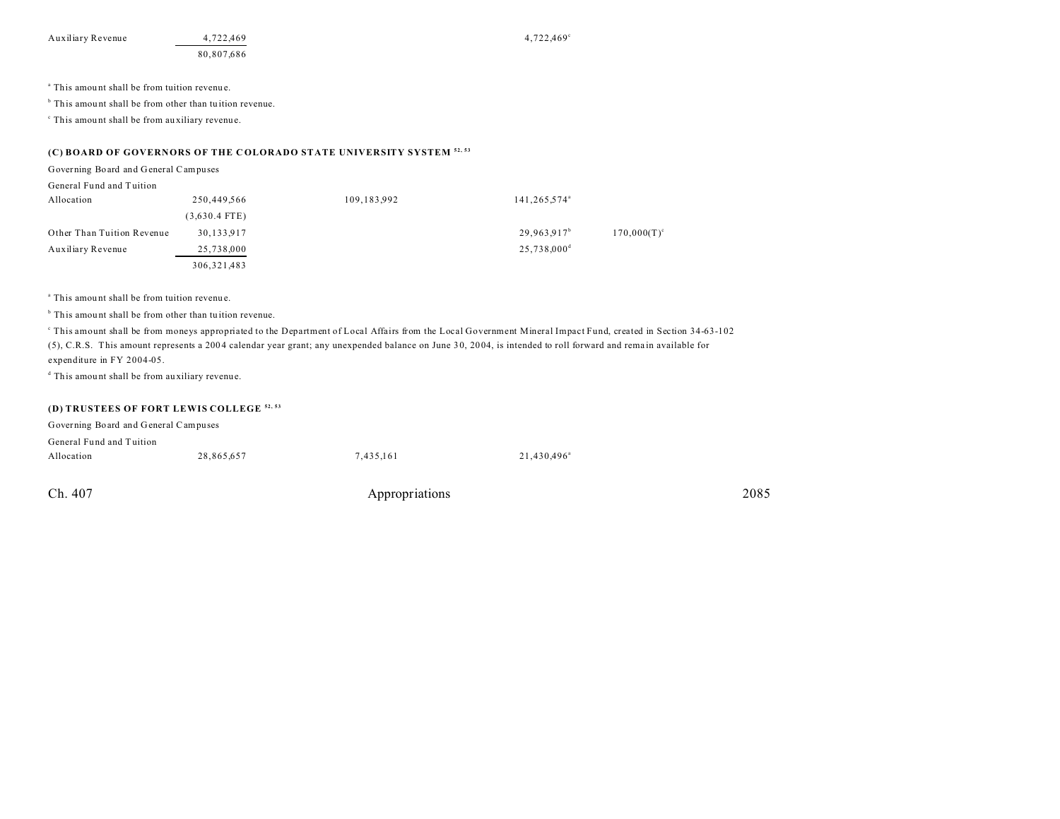| | | | | |
|---|---|---|---|---|
| Auxiliary Revenue | 4,722,469 | | 4,722,469[c] | |
| | 80,807,686 | | | |

[a] This amount shall be from tuition revenue.

[b] This amount shall be from other than tuition revenue.

[c] This amount shall be from auxiliary revenue.

### (C) BOARD OF GOVERNORS OF THE COLORADO STATE UNIVERSITY SYSTEM [52, 53]

| | | | | |
|---|---|---|---|---|
| Governing Board and General Campuses | | | | |
| General Fund and Tuition Allocation | 250,449,566 | 109,183,992 | 141,265,574[a] | |
| | (3,630.4 FTE) | | | |
| Other Than Tuition Revenue | 30,133,917 | | 29,963,917[b] | 170,000(T)[c] |
| Auxiliary Revenue | 25,738,000 | | 25,738,000[d] | |
| | 306,321,483 | | | |

[a] This amount shall be from tuition revenue.

[b] This amount shall be from other than tuition revenue.

[c] This amount shall be from moneys appropriated to the Department of Local Affairs from the Local Government Mineral Impact Fund, created in Section 34-63-102 (5), C.R.S. This amount represents a 2004 calendar year grant; any unexpended balance on June 30, 2004, is intended to roll forward and remain available for expenditure in FY 2004-05.

[d] This amount shall be from auxiliary revenue.

### (D) TRUSTEES OF FORT LEWIS COLLEGE [52, 53]

| | | | |
|---|---|---|---|
| Governing Board and General Campuses | | | |
| General Fund and Tuition Allocation | 28,865,657 | 7,435,161 | 21,430,496[a] |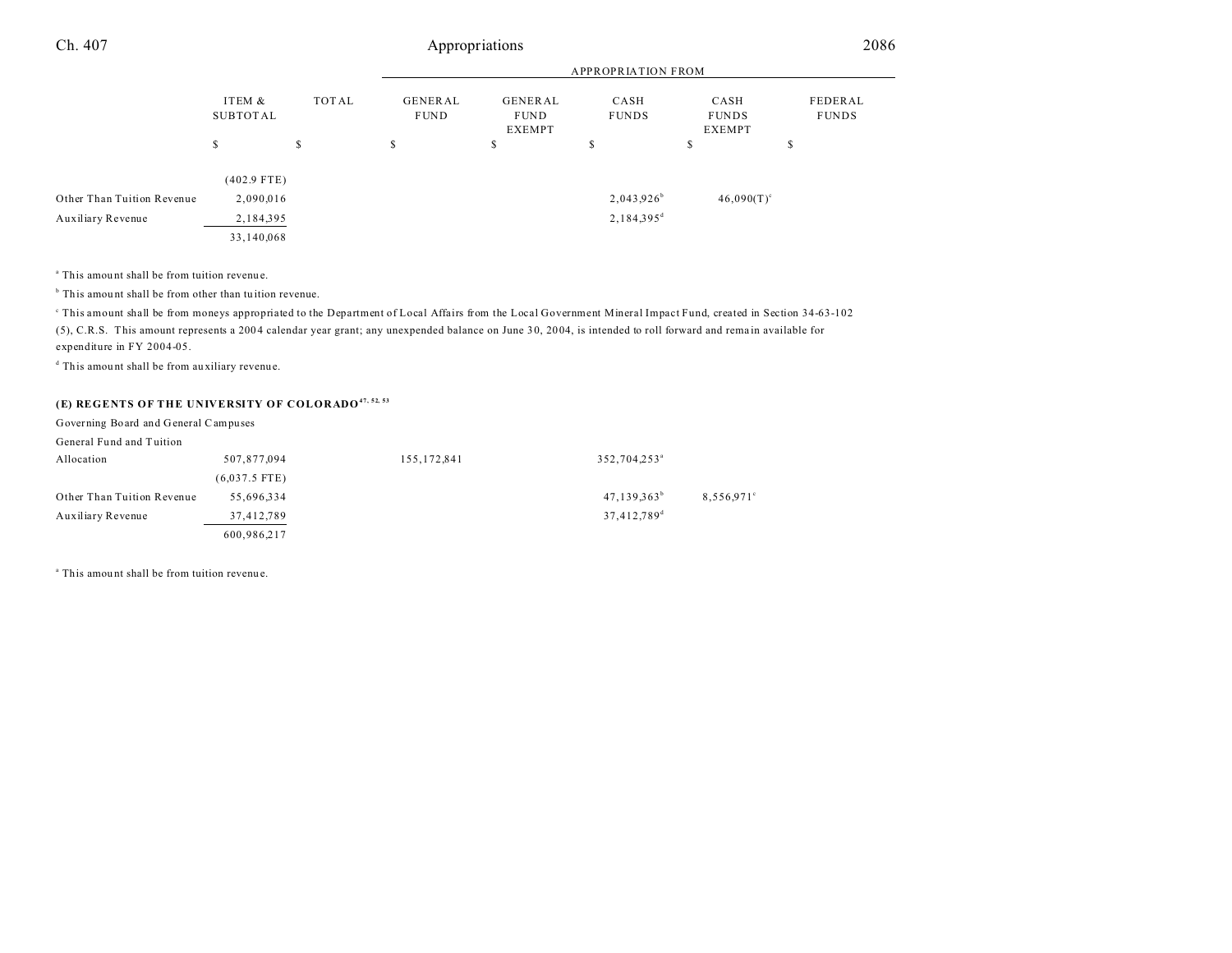| | ITEM & SUBTOTAL | TOTAL | APPROPRIATION FROM GENERAL FUND | GENERAL FUND EXEMPT | CASH FUNDS | CASH FUNDS EXEMPT | FEDERAL FUNDS |
|---|---|---|---|---|---|---|---|
| | $ | $ | $ | $ | $ | $ | $ |
| | (402.9 FTE) | | | | | | |
| Other Than Tuition Revenue | 2,090,016 | | | | 2,043,926[b] | 46,090(T)[c] | |
| Auxiliary Revenue | 2,184,395 | | | | 2,184,395[d] | | |
| | 33,140,068 | | | | | | |

[a] This amount shall be from tuition revenue.

[b] This amount shall be from other than tuition revenue.

[c] This amount shall be from moneys appropriated to the Department of Local Affairs from the Local Government Mineral Impact Fund, created in Section 34-63-102 (5), C.R.S. This amount represents a 2004 calendar year grant; any unexpended balance on June 30, 2004, is intended to roll forward and remain available for expenditure in FY 2004-05.

[d] This amount shall be from auxiliary revenue.

### (E) REGENTS OF THE UNIVERSITY OF COLORADO[47, 52, 53]

Governing Board and General Campuses

| | ITEM & SUBTOTAL | TOTAL | GENERAL FUND | GENERAL FUND EXEMPT | CASH FUNDS | CASH FUNDS EXEMPT | FEDERAL FUNDS |
|---|---|---|---|---|---|---|---|
| General Fund and Tuition Allocation | 507,877,094 | | 155,172,841 | | 352,704,253[a] | | |
| | (6,037.5 FTE) | | | | | | |
| Other Than Tuition Revenue | 55,696,334 | | | | 47,139,363[b] | 8,556,971[c] | |
| Auxiliary Revenue | 37,412,789 | | | | 37,412,789[d] | | |
| | 600,986,217 | | | | | | |

[a] This amount shall be from tuition revenue.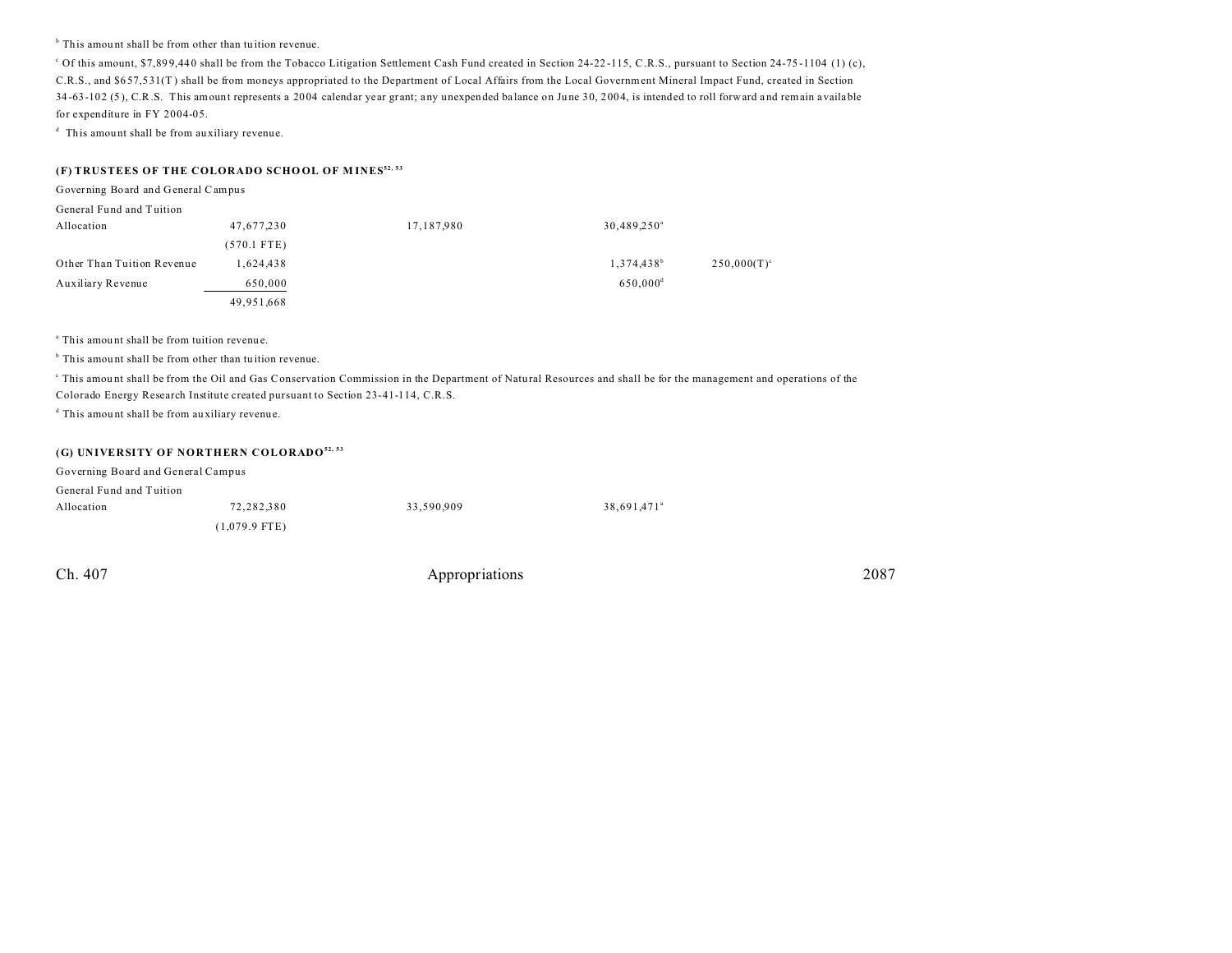[b] This amount shall be from other than tuition revenue.

[c] Of this amount, $7,899,440 shall be from the Tobacco Litigation Settlement Cash Fund created in Section 24-22-115, C.R.S., pursuant to Section 24-75-1104 (1) (c), C.R.S., and $657,531(T) shall be from moneys appropriated to the Department of Local Affairs from the Local Government Mineral Impact Fund, created in Section 34-63-102 (5), C.R.S. This amount represents a 2004 calendar year grant; any unexpended balance on June 30, 2004, is intended to roll forward and remain available for expenditure in FY 2004-05.

[d] This amount shall be from auxiliary revenue.

### (F) TRUSTEES OF THE COLORADO SCHOOL OF MINES[52, 53]

Governing Board and General Campus

| | | | | |
|---|---|---|---|---|
| General Fund and Tuition Allocation | 47,677,230 | 17,187,980 | 30,489,250[a] | |
| | (570.1 FTE) | | | |
| Other Than Tuition Revenue | 1,624,438 | | 1,374,438[b] | 250,000(T)[c] |
| Auxiliary Revenue | 650,000 | | 650,000[d] | |
| | 49,951,668 | | | |

[a] This amount shall be from tuition revenue.

[b] This amount shall be from other than tuition revenue.

[c] This amount shall be from the Oil and Gas Conservation Commission in the Department of Natural Resources and shall be for the management and operations of the Colorado Energy Research Institute created pursuant to Section 23-41-114, C.R.S.

[d] This amount shall be from auxiliary revenue.

### (G) UNIVERSITY OF NORTHERN COLORADO[52, 53]

Governing Board and General Campus

| | | | |
|---|---|---|---|
| General Fund and Tuition Allocation | 72,282,380 | 33,590,909 | 38,691,471[a] |
| | (1,079.9 FTE) | | |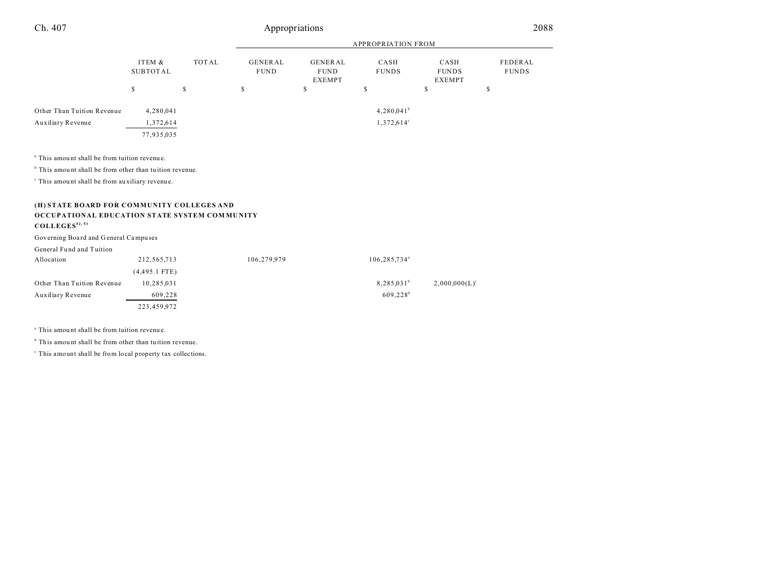| | ITEM & SUBTOTAL | TOTAL | GENERAL FUND | GENERAL FUND EXEMPT | CASH FUNDS | CASH FUNDS EXEMPT | FEDERAL FUNDS |
|---|---|---|---|---|---|---|---|
| | | | APPROPRIATION FROM | | | | |
| | $ | $ | $ | $ | $ | $ | $ |
| Other Than Tuition Revenue | 4,280,041 | | | | 4,280,041[b] | | |
| Auxiliary Revenue | 1,372,614 | | | | 1,372,614[c] | | |
| | 77,935,035 | | | | | | |

[a] This amount shall be from tuition revenue.

[b] This amount shall be from other than tuition revenue.

[c] This amount shall be from auxiliary revenue.

**(H) STATE BOARD FOR COMMUNITY COLLEGES AND OCCUPATIONAL EDUCATION STATE SYSTEM COMMUNITY COLLEGES[52, 53]**

| | ITEM & SUBTOTAL | TOTAL | GENERAL FUND | GENERAL FUND EXEMPT | CASH FUNDS | CASH FUNDS EXEMPT | FEDERAL FUNDS |
|---|---|---|---|---|---|---|---|
| Governing Board and General Campuses | | | | | | | |
| General Fund and Tuition Allocation | 212,565,713 | | 106,279,979 | | 106,285,734[a] | | |
| | (4,495.1 FTE) | | | | | | |
| Other Than Tuition Revenue | 10,285,031 | | | | 8,285,031[b] | 2,000,000(L)[c] | |
| Auxiliary Revenue | 609,228 | | | | 609,228[d] | | |
| | 223,459,972 | | | | | | |

[a] This amount shall be from tuition revenue.

[b] This amount shall be from other than tuition revenue.

[c] This amount shall be from local property tax collections.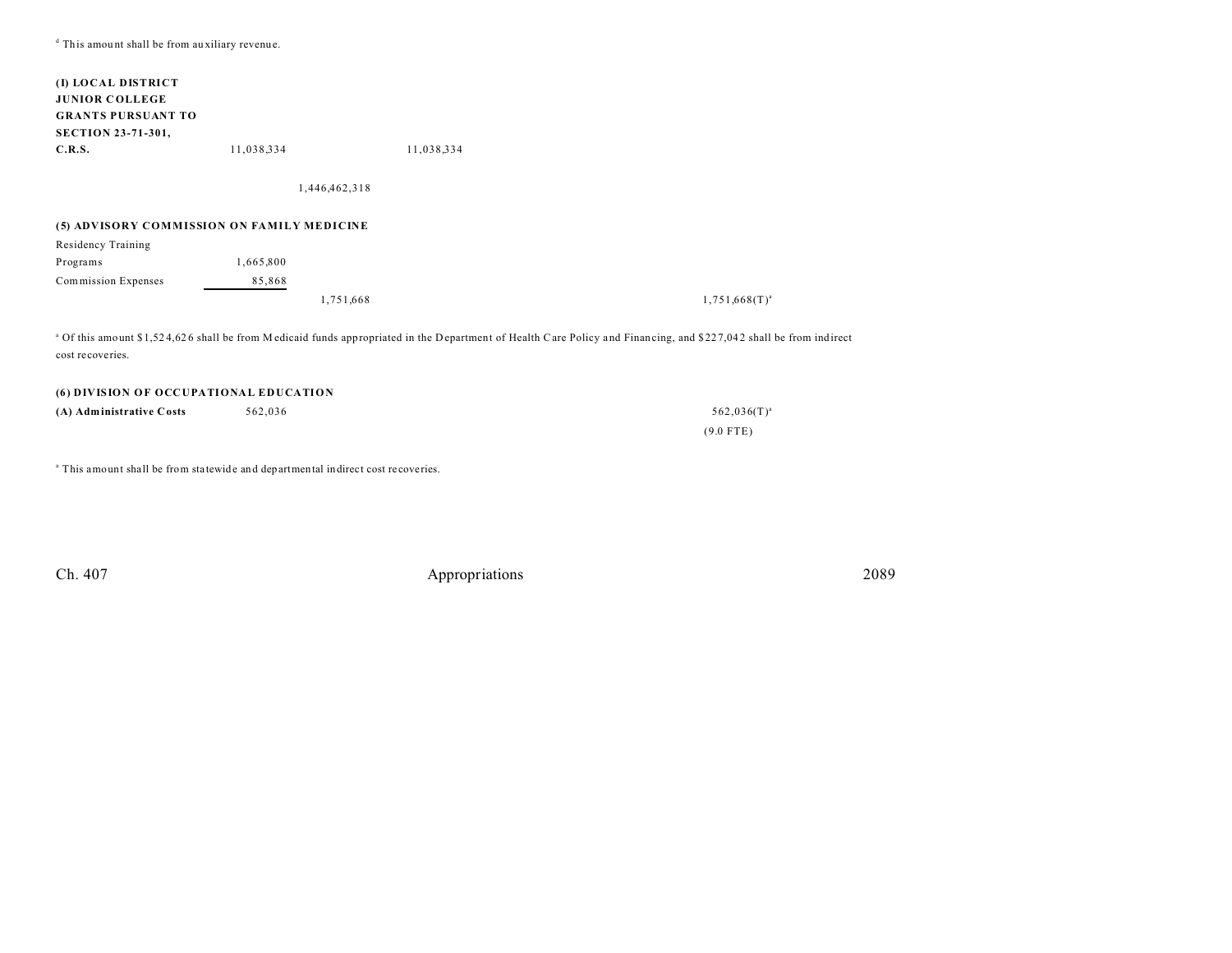[d] This amount shall be from auxiliary revenue.

| | | | | | | |
|---|---|---|---|---|---|---|
| **(I) LOCAL DISTRICT JUNIOR COLLEGE GRANTS PURSUANT TO SECTION 23-71-301, C.R.S.** | 11,038,334 | | 11,038,334 | | | |
| | | 1,446,462,318 | | | | |

**(5) ADVISORY COMMISSION ON FAMILY MEDICINE**

| | | | | | | |
|---|---|---|---|---|---|---|
| Residency Training Programs | 1,665,800 | | | | | |
| Commission Expenses | 85,868 | | | | | |
| | | 1,751,668 | | | 1,751,668(T)[a] | |

[a] Of this amount $1,524,626 shall be from Medicaid funds appropriated in the Department of Health Care Policy and Financing, and $227,042 shall be from indirect cost recoveries.

**(6) DIVISION OF OCCUPATIONAL EDUCATION**

| | | | | | | |
|---|---|---|---|---|---|---|
| **(A) Administrative Costs** | 562,036 | | | | 562,036(T)[a] | |
| | | | | | (9.0 FTE) | |

[a] This amount shall be from statewide and departmental indirect cost recoveries.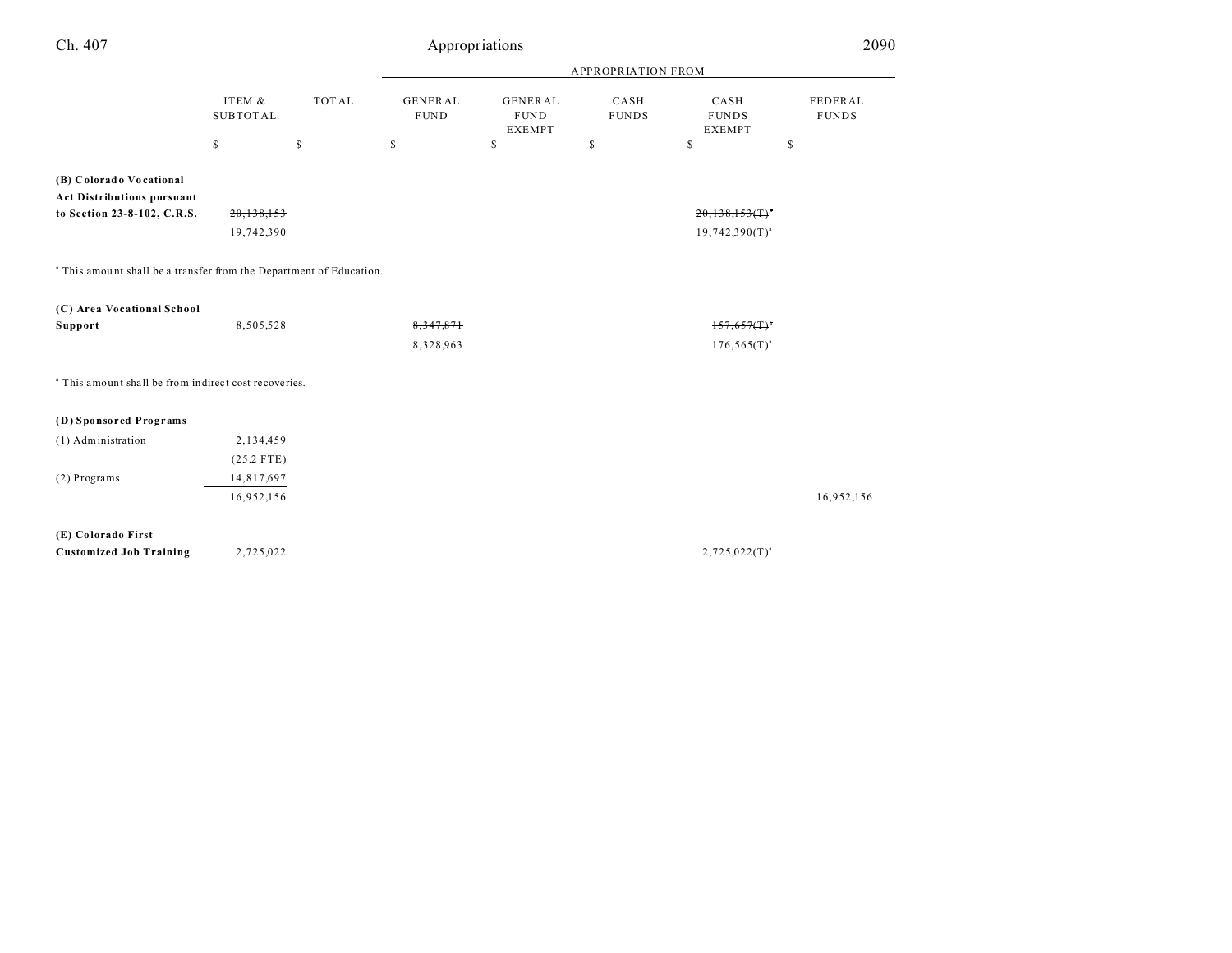| | ITEM & SUBTOTAL | TOTAL | GENERAL FUND | GENERAL FUND EXEMPT | CASH FUNDS | CASH FUNDS EXEMPT | FEDERAL FUNDS |
|---|---|---|---|---|---|---|---|
| | | | APPROPRIATION FROM | | | | |
| | $ | $ | $ | $ | $ | $ | $ |
| **(B) Colorado Vocational Act Distributions pursuant to Section 23-8-102, C.R.S.** | ~~20,138,153~~ | | | | | ~~20,138,153(T)~~[a] | |
| | 19,742,390 | | | | | 19,742,390(T)[a] | |

[a] This amount shall be a transfer from the Department of Education.

| | ITEM & SUBTOTAL | TOTAL | GENERAL FUND | GENERAL FUND EXEMPT | CASH FUNDS | CASH FUNDS EXEMPT | FEDERAL FUNDS |
|---|---|---|---|---|---|---|---|
| **(C) Area Vocational School Support** | 8,505,528 | | ~~8,347,871~~ | | | ~~157,657(T)~~[a] | |
| | | | 8,328,963 | | | 176,565(T)[a] | |

[a] This amount shall be from indirect cost recoveries.

| | ITEM & SUBTOTAL | TOTAL | GENERAL FUND | GENERAL FUND EXEMPT | CASH FUNDS | CASH FUNDS EXEMPT | FEDERAL FUNDS |
|---|---|---|---|---|---|---|---|
| **(D) Sponsored Programs** | | | | | | | |
| (1) Administration | 2,134,459 | | | | | | |
| | (25.2 FTE) | | | | | | |
| (2) Programs | 14,817,697 | | | | | | |
| | 16,952,156 | | | | | | 16,952,156 |
| **(E) Colorado First Customized Job Training** | 2,725,022 | | | | | 2,725,022(T)[a] | |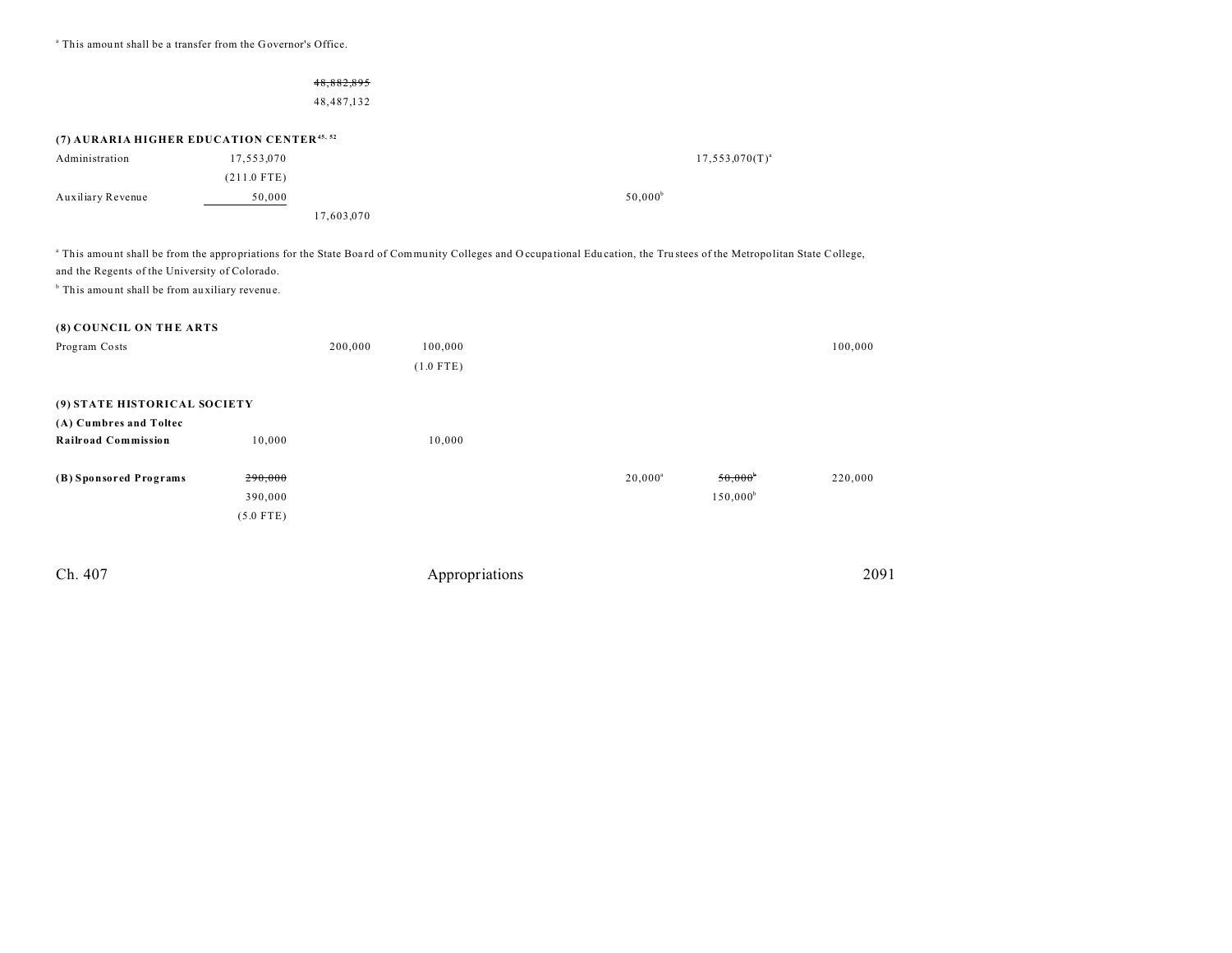[a] This amount shall be a transfer from the Governor's Office.

| | | | | | | |
|---|---|---|---|---|---|---|
| | | ~~48,882,895~~ | | | | |
| | | 48,487,132 | | | | |

**(7) AURARIA HIGHER EDUCATION CENTER[45, 52]**

| | | | | | | |
|---|---|---|---|---|---|---|
| Administration | 17,553,070 | | | | 17,553,070(T)[a] | |
| | (211.0 FTE) | | | | | |
| Auxiliary Revenue | 50,000 | | | 50,000[b] | | |
| | | 17,603,070 | | | | |

[a] This amount shall be from the appropriations for the State Board of Community Colleges and Occupational Education, the Trustees of the Metropolitan State College, and the Regents of the University of Colorado.

[b] This amount shall be from auxiliary revenue.

**(8) COUNCIL ON THE ARTS**

| | | | | | | |
|---|---|---|---|---|---|---|
| Program Costs | | 200,000 | 100,000 | | | 100,000 |
| | | | (1.0 FTE) | | | |

**(9) STATE HISTORICAL SOCIETY**

| | | | | | | |
|---|---|---|---|---|---|---|
| **(A) Cumbres and Toltec Railroad Commission** | 10,000 | | 10,000 | | | |
| **(B) Sponsored Programs** | ~~290,000~~ | | | 20,000[a] | ~~50,000~~[b] | 220,000 |
| | 390,000 | | | | 150,000[b] | |
| | (5.0 FTE) | | | | | |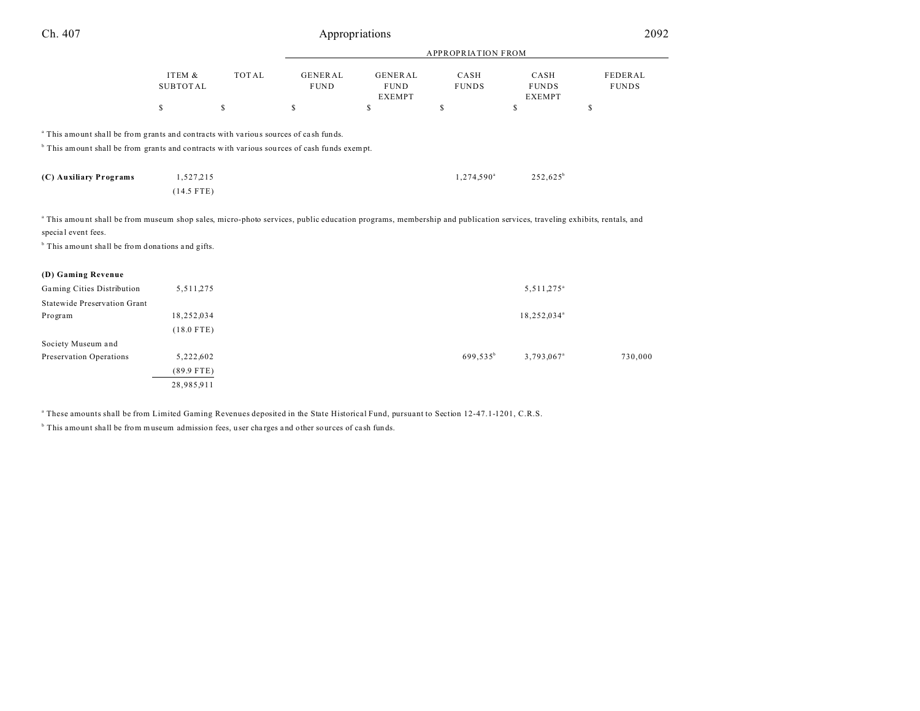| | ITEM & SUBTOTAL | TOTAL | GENERAL FUND | GENERAL FUND EXEMPT | CASH FUNDS | CASH FUNDS EXEMPT | FEDERAL FUNDS |
|---|---|---|---|---|---|---|---|
| | | | APPROPRIATION FROM | | | | |
| | $ | $ | $ | $ | $ | $ | $ |

[a] This amount shall be from grants and contracts with various sources of cash funds.

[b] This amount shall be from grants and contracts with various sources of cash funds exempt.

| | ITEM & SUBTOTAL | TOTAL | GENERAL FUND | GENERAL FUND EXEMPT | CASH FUNDS | CASH FUNDS EXEMPT | FEDERAL FUNDS |
|---|---|---|---|---|---|---|---|
| **(C) Auxiliary Programs** | 1,527,215 | | | | 1,274,590[a] | 252,625[b] | |
| | (14.5 FTE) | | | | | | |

[a] This amount shall be from museum shop sales, micro-photo services, public education programs, membership and publication services, traveling exhibits, rentals, and special event fees.

[b] This amount shall be from donations and gifts.

| | ITEM & SUBTOTAL | TOTAL | GENERAL FUND | GENERAL FUND EXEMPT | CASH FUNDS | CASH FUNDS EXEMPT | FEDERAL FUNDS |
|---|---|---|---|---|---|---|---|
| **(D) Gaming Revenue** | | | | | | | |
| Gaming Cities Distribution | 5,511,275 | | | | | 5,511,275[a] | |
| Statewide Preservation Grant Program | 18,252,034 | | | | | 18,252,034[a] | |
| | (18.0 FTE) | | | | | | |
| Society Museum and Preservation Operations | 5,222,602 | | | | 699,535[b] | 3,793,067[a] | 730,000 |
| | (89.9 FTE) | | | | | | |
| | 28,985,911 | | | | | | |

[a] These amounts shall be from Limited Gaming Revenues deposited in the State Historical Fund, pursuant to Section 12-47.1-1201, C.R.S.

[b] This amount shall be from museum admission fees, user charges and other sources of cash funds.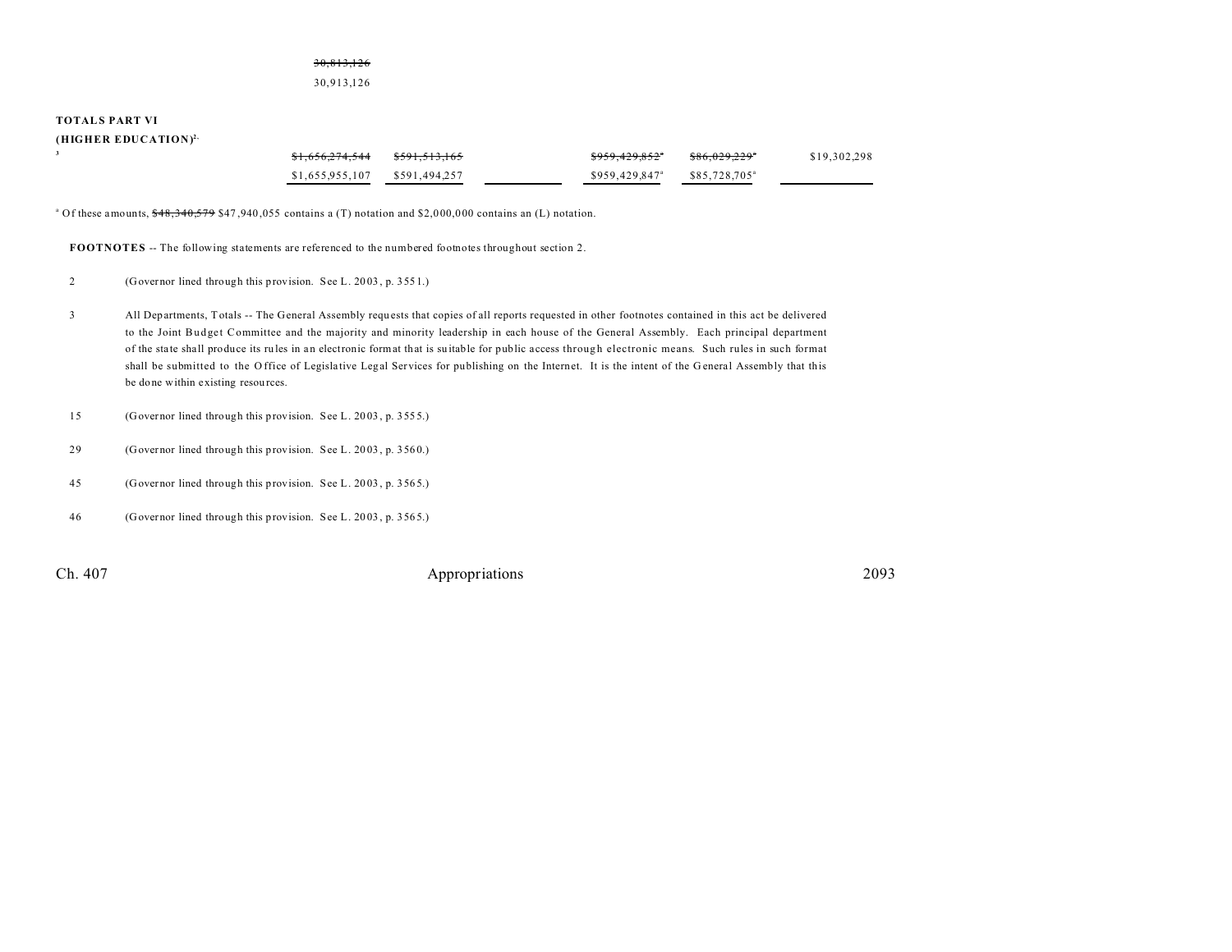~~30,813,126~~

30,913,126

**TOTALS PART VI**
**(HIGHER EDUCATION)**[2, 3]

| | | | | | |
|---|---|---|---|---|---|
| ~~$1,656,274,544~~ | ~~$591,513,165~~ | | ~~$959,429,852~~[a] | ~~$86,029,229~~[a] | $19,302,298 |
| $1,655,955,107 | $591,494,257 | | $959,429,847[a] | $85,728,705[a] | |

[a] Of these amounts, ~~$48,340,579~~ $47,940,055 contains a (T) notation and $2,000,000 contains an (L) notation.

**FOOTNOTES** -- The following statements are referenced to the numbered footnotes throughout section 2.

2 (Governor lined through this provision. See L. 2003, p. 3551.)

3 All Departments, Totals -- The General Assembly requests that copies of all reports requested in other footnotes contained in this act be delivered to the Joint Budget Committee and the majority and minority leadership in each house of the General Assembly. Each principal department of the state shall produce its rules in an electronic format that is suitable for public access through electronic means. Such rules in such format shall be submitted to the Office of Legislative Legal Services for publishing on the Internet. It is the intent of the General Assembly that this be done within existing resources.

15 (Governor lined through this provision. See L. 2003, p. 3555.)

29 (Governor lined through this provision. See L. 2003, p. 3560.)

45 (Governor lined through this provision. See L. 2003, p. 3565.)

46 (Governor lined through this provision. See L. 2003, p. 3565.)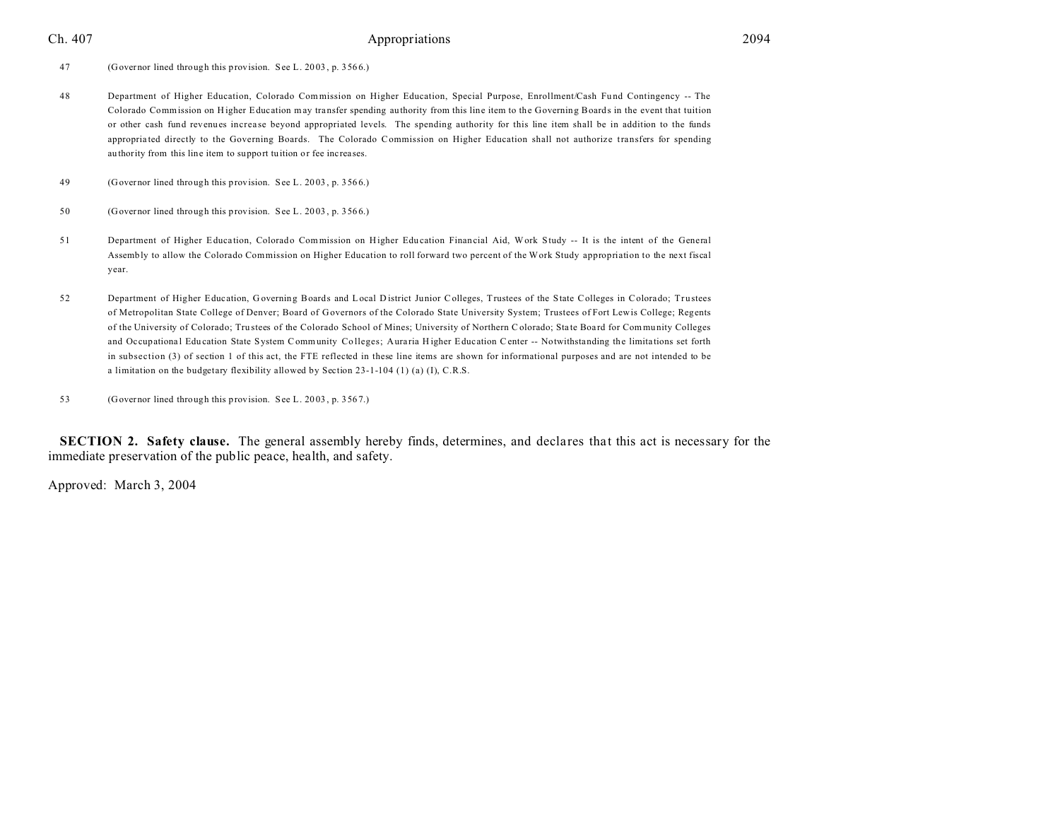47 (Governor lined through this provision. See L. 2003, p. 3566.)

48 Department of Higher Education, Colorado Commission on Higher Education, Special Purpose, Enrollment/Cash Fund Contingency -- The Colorado Commission on Higher Education may transfer spending authority from this line item to the Governing Boards in the event that tuition or other cash fund revenues increase beyond appropriated levels. The spending authority for this line item shall be in addition to the funds appropriated directly to the Governing Boards. The Colorado Commission on Higher Education shall not authorize transfers for spending authority from this line item to support tuition or fee increases.

49 (Governor lined through this provision. See L. 2003, p. 3566.)

50 (Governor lined through this provision. See L. 2003, p. 3566.)

51 Department of Higher Education, Colorado Commission on Higher Education Financial Aid, Work Study -- It is the intent of the General Assembly to allow the Colorado Commission on Higher Education to roll forward two percent of the Work Study appropriation to the next fiscal year.

52 Department of Higher Education, Governing Boards and Local District Junior Colleges, Trustees of the State Colleges in Colorado; Trustees of Metropolitan State College of Denver; Board of Governors of the Colorado State University System; Trustees of Fort Lewis College; Regents of the University of Colorado; Trustees of the Colorado School of Mines; University of Northern Colorado; State Board for Community Colleges and Occupational Education State System Community Colleges; Auraria Higher Education Center -- Notwithstanding the limitations set forth in subsection (3) of section 1 of this act, the FTE reflected in these line items are shown for informational purposes and are not intended to be a limitation on the budgetary flexibility allowed by Section 23-1-104 (1) (a) (I), C.R.S.

53 (Governor lined through this provision. See L. 2003, p. 3567.)

**SECTION 2. Safety clause.** The general assembly hereby finds, determines, and declares that this act is necessary for the immediate preservation of the public peace, health, and safety.

Approved: March 3, 2004